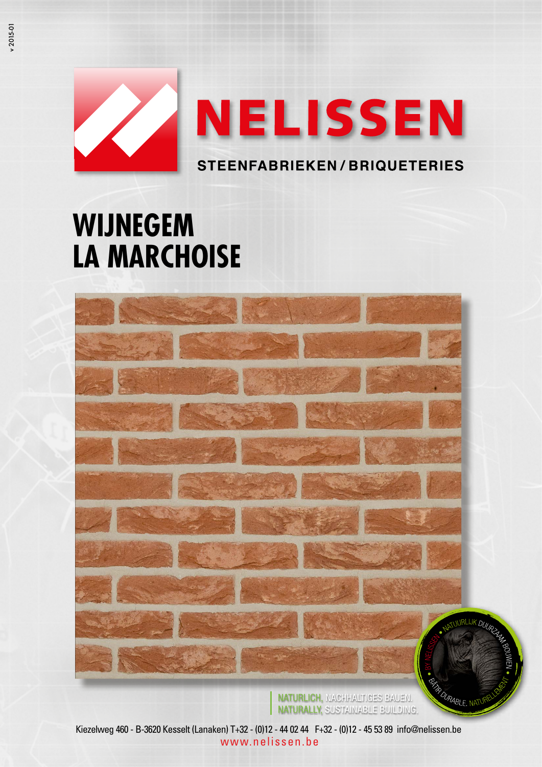v 2015-01

# NELISSEN

STEENFABRIEKEN / BRIQUETERIES

# WIJNEGEM
# LA MARCHOISE

NATURLICH, NACHHALTIGES BAUEN.
NATURALLY, SUSTAINABLE BUILDING.

BY NELISSEN • NATUURLIJK DUURZAAM BOUWEN • BÂTIR DURABLE, NATURELLEMENT •

Kiezelweg 460 - B-3620 Kesselt (Lanaken) T+32 - (0)12 - 44 02 44 F+32 - (0)12 - 45 53 89 info@nelissen.be

www.nelissen.be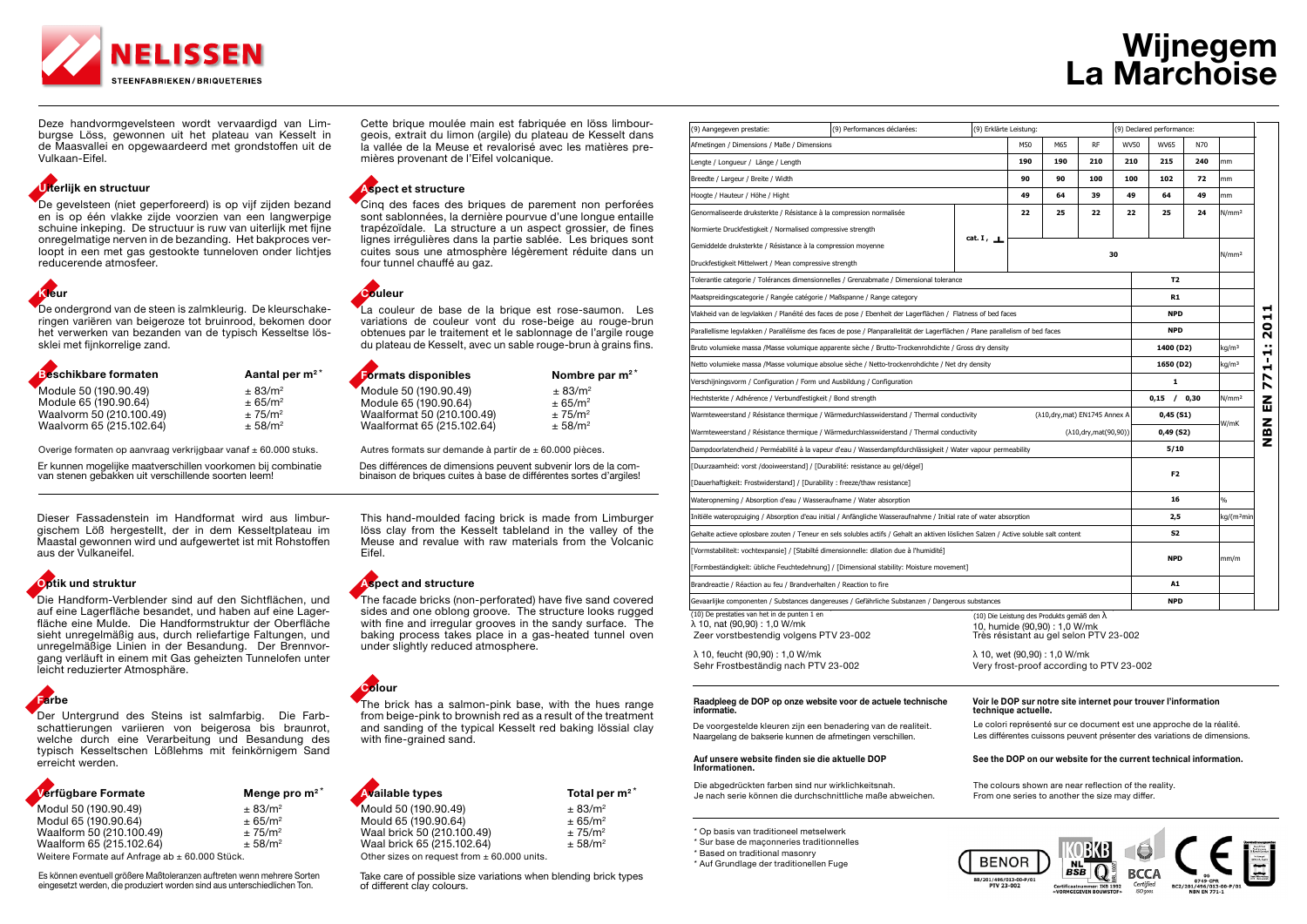# Wijnegem La Marchoise

Deze handvormgevelsteen wordt vervaardigd van Limburgse Löss, gewonnen uit het plateau van Kesselt in de Maasvallei en opgewaardeerd met grondstoffen uit de Vulkaan-Eifel.

## Uiterlijk en structuur

De gevelsteen (niet geperforeerd) is op vijf zijden bezand en is op één vlakke zijde voorzien van een langwerpige schuine inkeping. De structuur is ruw van uiterlijk met fijne onregelmatige nerven in de bezanding. Het bakproces verloopt in een met gas gestookte tunneloven onder lichtjes reducerende atmosfeer.

## Kleur

De ondergrond van de steen is zalmkleurig. De kleurschakeringen variëren van beigeroze tot bruinrood, bekomen door het verwerken van bezanden van de typisch Kesseltse lössklei met fijnkorrelige zand.

| Beschikbare formaten | Aantal per m²* |
|---|---|
| Module 50 (190.90.49) | ± 83/m² |
| Module 65 (190.90.64) | ± 65/m² |
| Waalvorm 50 (210.100.49) | ± 75/m² |
| Waalvorm 65 (215.102.64) | ± 58/m² |

Overige formaten op aanvraag verkrijgbaar vanaf ± 60.000 stuks.

Er kunnen mogelijke maatverschillen voorkomen bij combinatie van stenen gebakken uit verschillende soorten leem!

Cette brique moulée main est fabriquée en löss limbourgeois, extrait du limon (argile) du plateau de Kesselt dans la vallée de la Meuse et revalorisé avec les matières premières provenant de l'Eifel volcanique.

## Aspect et structure

Cinq des faces des briques de parement non perforées sont sablonnées, la dernière pourvue d'une longue entaille trapézoïdale. La structure a un aspect grossier, de fines lignes irrégulières dans la partie sablée. Les briques sont cuites sous une atmosphère légèrement réduite dans un four tunnel chauffé au gaz.

## Couleur

La couleur de base de la brique est rose-saumon. Les variations de couleur vont du rose-beige au rouge-brun obtenues par le traitement et le sablonnage de l'argile rouge du plateau de Kesselt, avec un sable rouge-brun à grains fins.

| Formats disponibles | Nombre par m²* |
|---|---|
| Module 50 (190.90.49) | ± 83/m² |
| Module 65 (190.90.64) | ± 65/m² |
| Waalformat 50 (210.100.49) | ± 75/m² |
| Waalformat 65 (215.102.64) | ± 58/m² |

Autres formats sur demande à partir de ± 60.000 pièces.

Des différences de dimensions peuvent subvenir lors de la combinaison de briques cuites à base de différentes sortes d'argiles!

Dieser Fassadenstein im Handformat wird aus limburgischem Löß hergestellt, der in dem Kesselplateau im Maastal gewonnen wird und aufgewertet ist mit Rohstoffen aus der Vulkaneifel.

## Optik und struktur

Die Handform-Verblender sind auf den Sichtflächen, und auf eine Lagerfläche besandet, und haben auf eine Lagerfläche eine Mulde. Die Handformstruktur der Oberfläche sieht unregelmäßig aus, durch reliefartige Faltungen, und unregelmäßige Linien in der Besandung. Der Brennvorgang verläuft in einem mit Gas geheizten Tunnelofen unter leicht reduzierter Atmosphäre.

## Farbe

Der Untergrund des Steins ist salmfarbig. Die Farbschattierungen variieren von beigerosa bis braunrot, welche durch eine Verarbeitung und Besandung des typisch Kesseltschen Lößlehms mit feinkörnigem Sand erreicht werden.

| Verfügbare Formate | Menge pro m²* |
|---|---|
| Modul 50 (190.90.49) | ± 83/m² |
| Modul 65 (190.90.64) | ± 65/m² |
| Waalform 50 (210.100.49) | ± 75/m² |
| Waalform 65 (215.102.64) | ± 58/m² |

Weitere Formate auf Anfrage ab ± 60.000 Stück.

Es können eventuell größere Maßtoleranzen auftreten wenn mehrere Sorten eingesetzt werden, die produziert worden sind aus unterschiedlichen Ton.

This hand-moulded facing brick is made from Limburger löss clay from the Kesselt tableland in the valley of the Meuse and revalue with raw materials from the Volcanic Eifel.

## Aspect and structure

The facade bricks (non-perforated) have five sand covered sides and one oblong groove. The structure looks rugged with fine and irregular grooves in the sandy surface. The baking process takes place in a gas-heated tunnel oven under slightly reduced atmosphere.

## Colour

The brick has a salmon-pink base, with the hues range from beige-pink to brownish red as a result of the treatment and sanding of the typical Kesselt red baking lössial clay with fine-grained sand.

| Available types | Total per m²* |
|---|---|
| Mould 50 (190.90.49) | ± 83/m² |
| Mould 65 (190.90.64) | ± 65/m² |
| Waal brick 50 (210.100.49) | ± 75/m² |
| Waal brick 65 (215.102.64) | ± 58/m² |

Other sizes on request from ± 60.000 units.

Take care of possible size variations when blending brick types of different clay colours.

## NBN EN 771-1: 2011

| (9) Aangegeven prestatie: / (9) Performances déclarées: / (9) Erklärte Leistung: / (9) Declared performance: | | M50 | M65 | RF | WV50 | WV65 | N70 | |
|---|---|---|---|---|---|---|---|---|
| Afmetingen / Dimensions / Maße / Dimensions | | | | | | | | |
| Lengte / Longueur / Länge / Length | | 190 | 190 | 210 | 210 | 215 | 240 | mm |
| Breedte / Largeur / Breite / Width | | 90 | 90 | 100 | 100 | 102 | 72 | mm |
| Hoogte / Hauteur / Höhe / Hight | | 49 | 64 | 39 | 49 | 64 | 49 | mm |
| Genormaliseerde drukskerkte / Résistance à la compression normalisée / Normierte Druckfestigkeit / Normalised compressive strength | cat. I, ⊥ | 22 | 25 | 22 | 22 | 25 | 24 | N/mm² |
| Gemiddelde drukskerkte / Résistance à la compression moyenne / Druckfestigkeit Mittelwert / Mean compressive strength | | 30 | | | | | | N/mm² |
| Tolerantie categorie / Tolérances dimensionnelles / Grenzabmaße / Dimensional tolerance | | T2 | | | | | | |
| Maatspreidingscategorie / Rangée catégorie / Maßspanne / Range category | | R1 | | | | | | |
| Vlakheid van de legvlakken / Planéité des faces de pose / Ebenheit der Lagerflächen / Flatness of bed faces | | NPD | | | | | | |
| Parallellisme legvlakken / Parallélisme des faces de pose / Planparallelität der Lagerflächen / Plane parallelism of bed faces | | NPD | | | | | | |
| Bruto volumieke massa /Masse volumique apparente sèche / Brutto-Trockenrohdichte / Gross dry density | | 1400 (D2) | | | | | | kg/m³ |
| Netto volumieke massa /Masse volumique absolue sèche / Netto-trockenrohdichte / Net dry density | | 1650 (D2) | | | | | | kg/m³ |
| Verschijningsvorm / Configuration / Form und Ausbildung / Configuration | | 1 | | | | | | |
| Hechtsterkte / Adhérence / Verbundfestigkeit / Bond strength | | 0,15 / 0,30 | | | | | | N/mm² |
| Warmteweerstand / Résistance thermique / Wärmedurchlasswiderstand / Thermal conductivity | (λ10,dry,mat) EN1745 Annex A | 0,45 (S1) | | | | | | W/mK |
| Warmteweerstand / Résistance thermique / Wärmedurchlasswiderstand / Thermal conductivity | (λ10,dry,mat(90,90)) | 0,49 (S2) | | | | | | W/mK |
| Dampdoorlatendheid / Perméabilité à la vapeur d'eau / Wasserdampfdurchlässigkeit / Water vapour permeability | | 5/10 | | | | | | |
| [Duurzaamheid: vorst /dooiweerstand] / [Durabilité: resistance au gel/dégel] / [Dauerhaftigkeit: Frostwiderstand] / [Durability : freeze/thaw resistance] | | F2 | | | | | | |
| Wateropneming / Absorption d'eau / Wasseraufnahme / Water absorption | | 16 | | | | | | % |
| Initiële wateropzuiging / Absorption d'eau initial / Anfängliche Wasseraufnahme / Initial rate of water absorption | | 2,5 | | | | | | kg/(m²min) |
| Gehalte actieve oplosbare zouten / Teneur en sels solubles actifs / Gehalt an aktiven löslichen Salzen / Active soluble salt content | | S2 | | | | | | |
| [Vormstabiliteit: vochtexpansie] / [Stabilité dimensionnelle: dilation due à l'humidité] / [Formbeständigkeit: übliche Feuchtedehnung] / [Dimensional stability: Moisture movement] | | NPD | | | | | | mm/m |
| Brandreactie / Réaction au feu / Brandverhalten / Reaction to fire | | A1 | | | | | | |
| Gevaarlijke componenten / Substances dangereuses / Gefährliche Substanzen / Dangerous substances | | NPD | | | | | | |

(10) De prestaties van het in de punten 1 en  
λ 10, nat (90,90) : 1,0 W/mk  
Zeer vorstbestendig volgens PTV 23-002

λ 10, feucht (90,90) : 1,0 W/mK  
Sehr Frostbeständig nach PTV 23-002

(10) Die Leistung des Produkts gemäß den λ  
10, humide (90,90) : 1,0 W/mk  
Très résistant au gel selon PTV 23-002

λ 10, wet (90,90) : 1,0 W/mK  
Very frost-proof according to PTV 23-002

**Raadpleeg de DOP op onze website voor de actuele technische informatie.**

De voorgestelde kleuren zijn een benadering van de realiteit.  
Naargelang de bakserie kunnen de afmetingen verschillen.

**Auf unsere website finden sie die aktuelle DOP Informationen.**

Die abgedrückten farben sind nur wirklichkeitsnah.  
Je nach serie können die durchschnittliche maße abweichen.

**Voir le DOP sur notre site internet pour trouver l'information technique actuelle.**

Le colori représenté sur ce document est une approche de la réalité.  
Les différentes cuissons peuvent présenter des variations de dimensions.

**See the DOP on our website for the current technical information.**

The colours shown are near reflection of the reality.  
From one series to another the size may differ.

\* Op basis van traditioneel metselwerk  
\* Sur base de maçonneries traditionnelles  
\* Based on traditional masonry  
\* Auf Grundlage der traditionellen Fuge

BENOR BB/201/496/013-00-P/01 PTV 23-002

Certificaatnummer: IKB 1992 »VORMGEGEVEN BOUWSTOF«

BCCA Certified

0749-CPR BC2/201/496/013-00-P/01 NBN EN 771-1